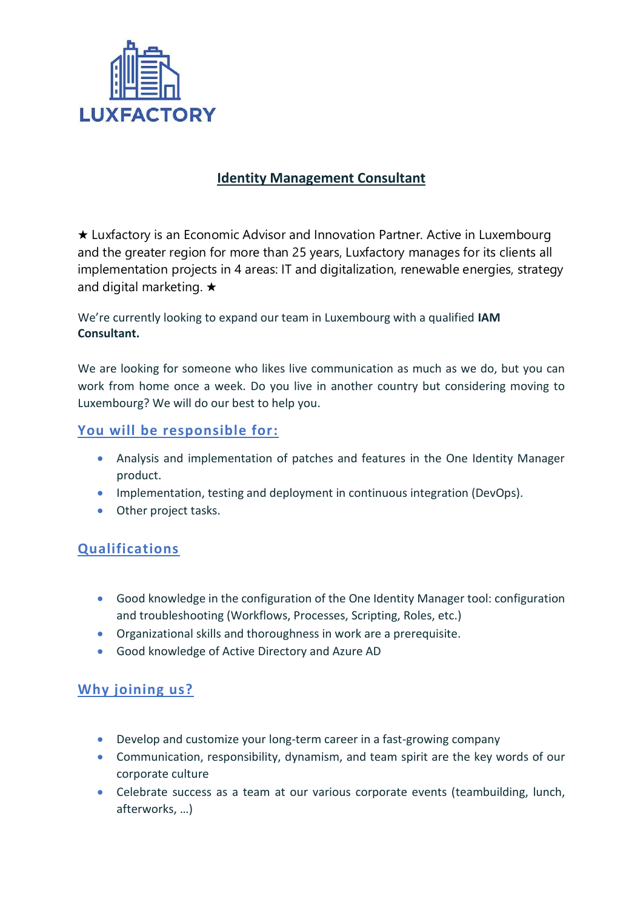LUXFACTORY

# Identity Management Consultant

★ Luxfactory is an Economic Advisor and Innovation Partner. Active in Luxembourg and the greater region for more than 25 years, Luxfactory manages for its clients all implementation projects in 4 areas: IT and digitalization, renewable energies, strategy and digital marketing. ★

We're currently looking to expand our team in Luxembourg with a qualified **IAM Consultant.**

We are looking for someone who likes live communication as much as we do, but you can work from home once a week. Do you live in another country but considering moving to Luxembourg? We will do our best to help you.

## You will be responsible for:

- Analysis and implementation of patches and features in the One Identity Manager product.
- Implementation, testing and deployment in continuous integration (DevOps).
- Other project tasks.

## Qualifications

- Good knowledge in the configuration of the One Identity Manager tool: configuration and troubleshooting (Workflows, Processes, Scripting, Roles, etc.)
- Organizational skills and thoroughness in work are a prerequisite.
- Good knowledge of Active Directory and Azure AD

## Why joining us?

- Develop and customize your long-term career in a fast-growing company
- Communication, responsibility, dynamism, and team spirit are the key words of our corporate culture
- Celebrate success as a team at our various corporate events (teambuilding, lunch, afterworks, …)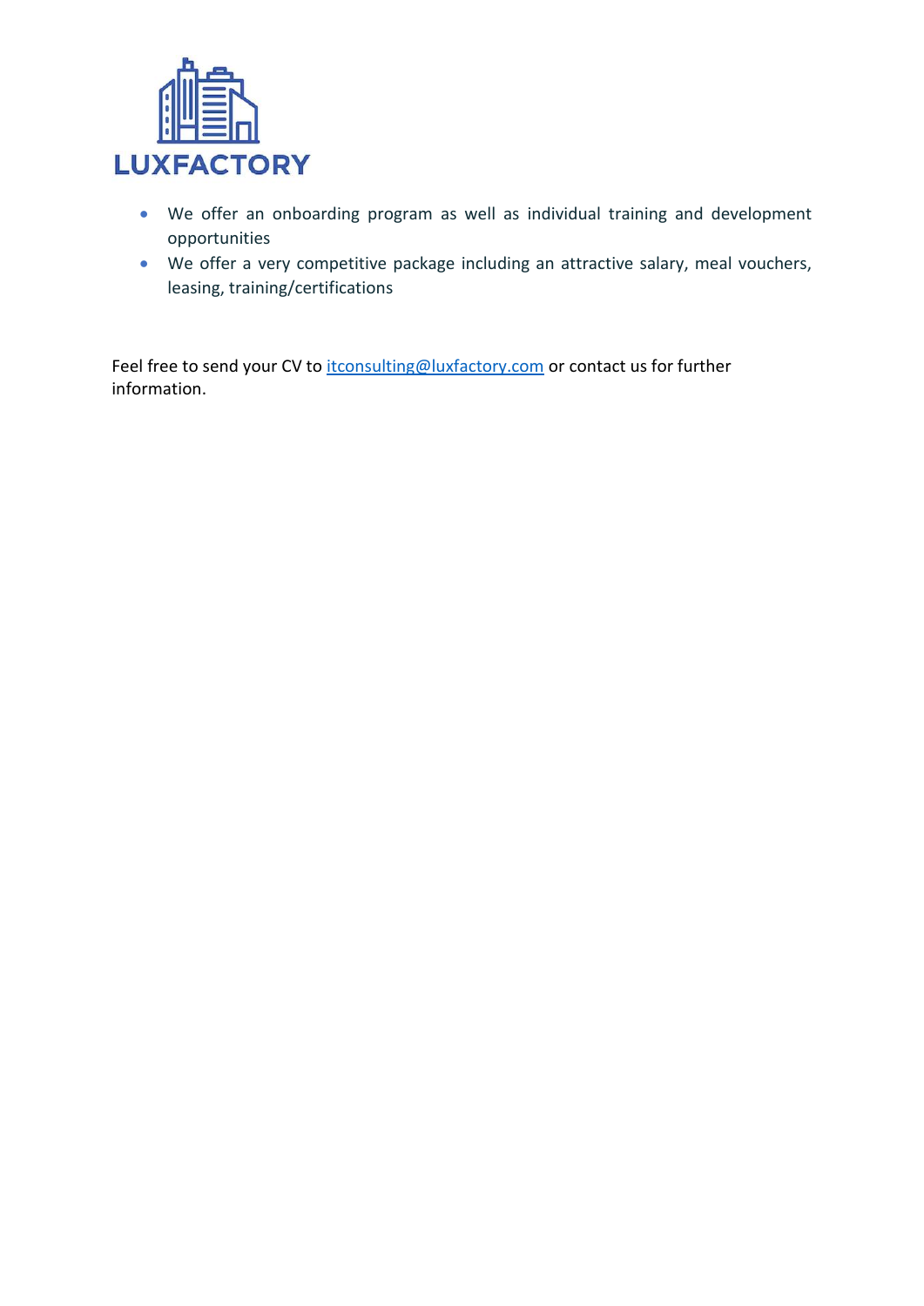LUXFACTORY

- We offer an onboarding program as well as individual training and development opportunities
- We offer a very competitive package including an attractive salary, meal vouchers, leasing, training/certifications

Feel free to send your CV to itconsulting@luxfactory.com or contact us for further information.